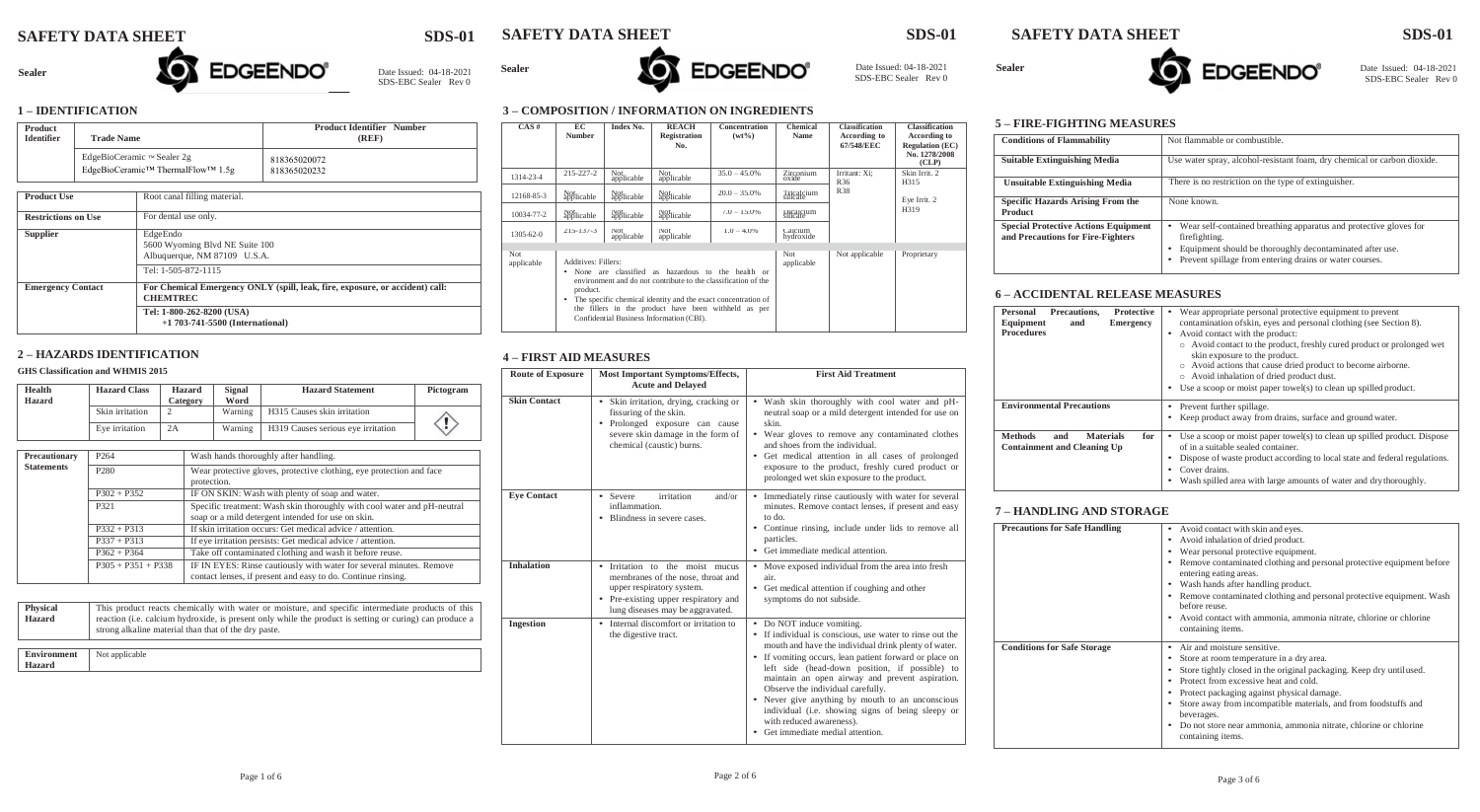## 1 – IDENTIFICATION

| Product Identifier | Trade Name | Product Identifier Number (REF) |
|---|---|---|
| | EdgeBioCeramic ™ Sealer 2g | 818365020072 |
| | EdgeBioCeramic™ ThermalFlow™ 1.5g | 818365020232 |

| | |
|---|---|
| **Product Use** | Root canal filling material. |
| **Restrictions on Use** | For dental use only. |
| **Supplier** | EdgeEndo<br>5600 Wyoming Blvd NE Suite 100<br>Albuquerque, NM 87109 U.S.A.<br>Tel: 1-505-872-1115 |
| **Emergency Contact** | **For Chemical Emergency ONLY (spill, leak, fire, exposure, or accident) call: CHEMTREC**<br>**Tel: 1-800-262-8200 (USA)**<br>**+1 703-741-5500 (International)** |

## 2 – HAZARDS IDENTIFICATION

**GHS Classification and WHMIS 2015**

| Health Hazard | Hazard Class | Hazard Category | Signal Word | Hazard Statement | Pictogram |
|---|---|---|---|---|---|
| | Skin irritation | 2 | Warning | H315 Causes skin irritation | |
| | Eye irritation | 2A | Warning | H319 Causes serious eye irritation | |

| Precautionary Statements | | |
|---|---|---|
| | P264 | Wash hands thoroughly after handling. |
| | P280 | Wear protective gloves, protective clothing, eye protection and face protection. |
| | P302 + P352 | IF ON SKIN: Wash with plenty of soap and water. |
| | P321 | Specific treatment: Wash skin thoroughly with cool water and pH-neutral soap or a mild detergent intended for use on skin. |
| | P332 + P313 | If skin irritation occurs: Get medical advice / attention. |
| | P337 + P313 | If eye irritation persists: Get medical advice / attention. |
| | P362 + P364 | Take off contaminated clothing and wash it before reuse. |
| | P305 + P351 + P338 | IF IN EYES: Rinse cautiously with water for several minutes. Remove contact lenses, if present and easy to do. Continue rinsing. |

| | |
|---|---|
| **Physical Hazard** | This product reacts chemically with water or moisture, and specific intermediate products of this reaction (i.e. calcium hydroxide, is present only while the product is setting or curing) can produce a strong alkaline material than that of the dry paste. |

| | |
|---|---|
| **Environment Hazard** | Not applicable |

## 3 – COMPOSITION / INFORMATION ON INGREDIENTS

| CAS # | EC Number | Index No. | REACH Registration No. | Concentration (wt%) | Chemical Name | Classification According to 67/548/EEC | Classification According to Regulation (EC) No. 1278/2008 (CLP) |
|---|---|---|---|---|---|---|---|
| 1314-23-4 | 215-227-2 | Not applicable | Not applicable | 35.0 – 45.0% | Zirconium oxide | Irritant: Xi; R36 R38 | Skin Irrit. 2 H315 Eye Irrit. 2 H319 |
| 12168-85-3 | Not applicable | Not applicable | Not applicable | 20.0 – 35.0% | Tricalcium silicate | | |
| 10034-77-2 | Not applicable | Not applicable | Not applicable | 7.0 – 15.0% | Dicalcium silicate | | |
| 1305-62-0 | 215-137-3 | Not applicable | Not applicable | 1.0 – 4.0% | Calcium hydroxide | | |
| Not applicable | Additives: Fillers:<br>• None are classified as hazardous to the health or environment and do not contribute to the classification of the product.<br>• The specific chemical identity and the exact concentration of the fillers in the product have been withheld as per Confidential Business Information (CBI). | | | | Not applicable | Not applicable | Proprietary |

## 4 – FIRST AID MEASURES

| Route of Exposure | Most Important Symptoms/Effects, Acute and Delayed | First Aid Treatment |
|---|---|---|
| **Skin Contact** | • Skin irritation, drying, cracking or fissuring of the skin.<br>• Prolonged exposure can cause severe skin damage in the form of chemical (caustic) burns. | • Wash skin thoroughly with cool water and pH-neutral soap or a mild detergent intended for use on skin.<br>• Wear gloves to remove any contaminated clothes and shoes from the individual.<br>• Get medical attention in all cases of prolonged exposure to the product, freshly cured product or prolonged wet skin exposure to the product. |
| **Eye Contact** | • Severe irritation and/or inflammation.<br>• Blindness in severe cases. | • Immediately rinse cautiously with water for several minutes. Remove contact lenses, if present and easy to do.<br>• Continue rinsing, include under lids to remove all particles.<br>• Get immediate medical attention. |
| **Inhalation** | • Irritation to the moist mucus membranes of the nose, throat and upper respiratory system.<br>• Pre-existing upper respiratory and lung diseases may be aggravated. | • Move exposed individual from the area into fresh air.<br>• Get medical attention if coughing and other symptoms do not subside. |
| **Ingestion** | • Internal discomfort or irritation to the digestive tract. | • Do NOT induce vomiting.<br>• If individual is conscious, use water to rinse out the mouth and have the individual drink plenty of water.<br>• If vomiting occurs, lean patient forward or place on left side (head-down position, if possible) to maintain an open airway and prevent aspiration. Observe the individual carefully.<br>• Never give anything by mouth to an unconscious individual (i.e. showing signs of being sleepy or with reduced awareness).<br>• Get immediate medial attention. |

## 5 – FIRE-FIGHTING MEASURES

| | |
|---|---|
| **Conditions of Flammability** | Not flammable or combustible. |
| **Suitable Extinguishing Media** | Use water spray, alcohol-resistant foam, dry chemical or carbon dioxide. |
| **Unsuitable Extinguishing Media** | There is no restriction on the type of extinguisher. |
| **Specific Hazards Arising From the Product** | None known. |
| **Special Protective Actions Equipment and Precautions for Fire-Fighters** | • Wear self-contained breathing apparatus and protective gloves for firefighting.<br>• Equipment should be thoroughly decontaminated after use.<br>• Prevent spillage from entering drains or water courses. |

## 6 – ACCIDENTAL RELEASE MEASURES

| | |
|---|---|
| **Personal Precautions, Protective Equipment and Emergency Procedures** | • Wear appropriate personal protective equipment to prevent contamination ofskin, eyes and personal clothing (see Section 8).<br>• Avoid contact with the product:<br>○ Avoid contact to the product, freshly cured product or prolonged wet skin exposure to the product.<br>○ Avoid actions that cause dried product to become airborne.<br>○ Avoid inhalation of dried product dust.<br>• Use a scoop or moist paper towel(s) to clean up spilled product. |
| **Environmental Precautions** | • Prevent further spillage.<br>• Keep product away from drains, surface and ground water. |
| **Methods and Materials for Containment and Cleaning Up** | • Use a scoop or moist paper towel(s) to clean up spilled product. Dispose of in a suitable sealed container.<br>• Dispose of waste product according to local state and federal regulations.<br>• Cover drains.<br>• Wash spilled area with large amounts of water and drythoroughly. |

## 7 – HANDLING AND STORAGE

| | |
|---|---|
| **Precautions for Safe Handling** | • Avoid contact with skin and eyes.<br>• Avoid inhalation of dried product.<br>• Wear personal protective equipment.<br>• Remove contaminated clothing and personal protective equipment before entering eating areas.<br>• Wash hands after handling product.<br>• Remove contaminated clothing and personal protective equipment. Wash before reuse.<br>• Avoid contact with ammonia, ammonia nitrate, chlorine or chlorine containing items. |
| **Conditions for Safe Storage** | • Air and moisture sensitive.<br>• Store at room temperature in a dry area.<br>• Store tightly closed in the original packaging. Keep dry untilused.<br>• Protect from excessive heat and cold.<br>• Protect packaging against physical damage.<br>• Store away from incompatible materials, and from foodstuffs and beverages.<br>• Do not store near ammonia, ammonia nitrate, chlorine or chlorine containing items. |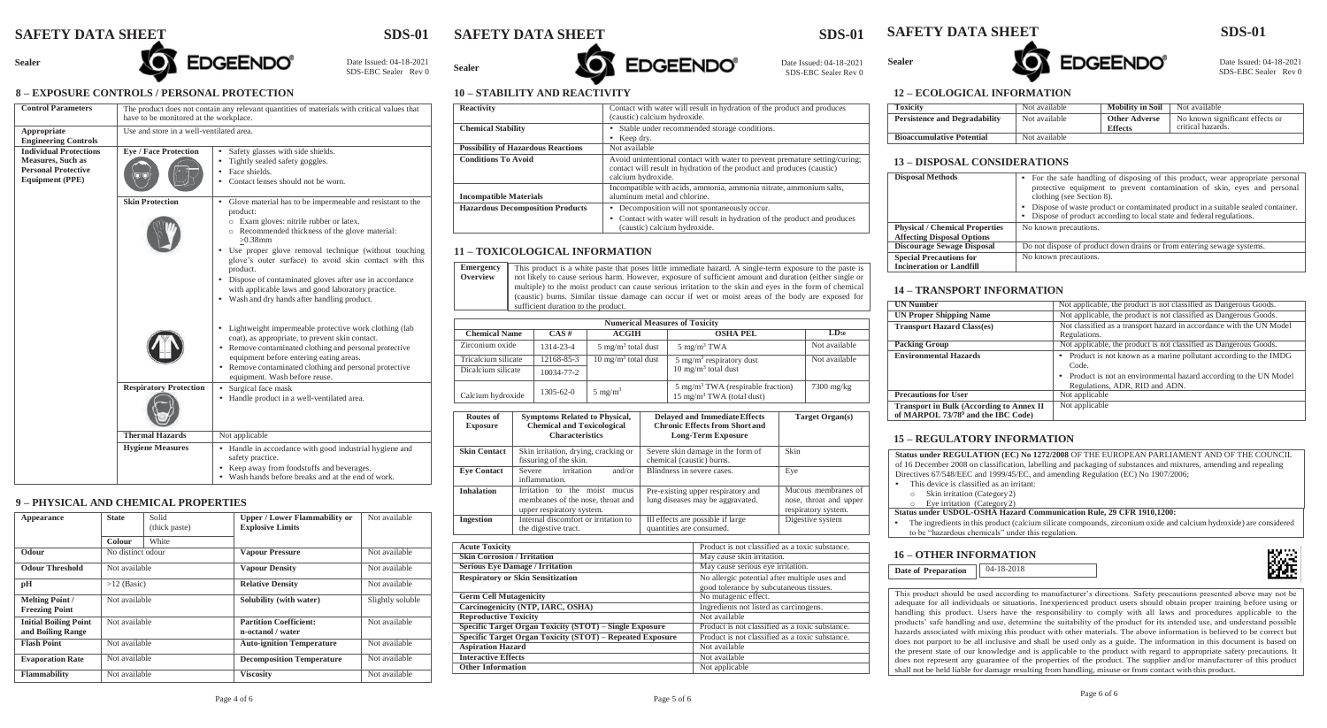## 8 – EXPOSURE CONTROLS / PERSONAL PROTECTION

| | | |
|---|---|---|
| **Control Parameters** | The product does not contain any relevant quantities of materials with critical values that have to be monitored at the workplace. | |
| **Appropriate Engineering Controls** | Use and store in a well-ventilated area. | |
| **Individual Protections Measures, Such as Personal Protective Equipment (PPE)** | **Eye / Face Protection** | • Safety glasses with side shields.<br>• Tightly sealed safety goggles.<br>• Face shields.<br>• Contact lenses should not be worn. |
| | **Skin Protection** | • Glove material has to be impermeable and resistant to the product:<br>○ Exam gloves: nitrile rubber or latex.<br>○ Recommended thickness of the glove material: ≥0.38mm<br>• Use proper glove removal technique (without touching glove's outer surface) to avoid skin contact with this product.<br>• Dispose of contaminated gloves after use in accordance with applicable laws and good laboratory practice.<br>• Wash and dry hands after handling product.<br>• Lightweight impermeable protective work clothing (lab coat), as appropriate, to prevent skin contact.<br>• Remove contaminated clothing and personal protective equipment before entering eating areas.<br>• Remove contaminated clothing and personal protective equipment. Wash before reuse. |
| | **Respiratory Protection** | • Surgical face mask<br>• Handle product in a well-ventilated area. |
| | **Thermal Hazards** | Not applicable |
| | **Hygiene Measures** | • Handle in accordance with good industrial hygiene and safety practice.<br>• Keep away from foodstuffs and beverages.<br>• Wash hands before breaks and at the end of work. |

## 9 – PHYSICAL AND CHEMICAL PROPERTIES

| | | | | |
|---|---|---|---|---|
| **Appearance** | **State** | Solid (thick paste) | **Upper / Lower Flammability or Explosive Limits** | Not available |
| | **Colour** | White | | |
| **Odour** | No distinct odour | | **Vapour Pressure** | Not available |
| **Odour Threshold** | Not available | | **Vapour Density** | Not available |
| **pH** | >12 (Basic) | | **Relative Density** | Not available |
| **Melting Point / Freezing Point** | Not available | | **Solubility (with water)** | Slightly soluble |
| **Initial Boiling Point and Boiling Range** | Not available | | **Partition Coefficient: n-octanol / water** | Not available |
| **Flash Point** | Not available | | **Auto-ignition Temperature** | Not available |
| **Evaporation Rate** | Not available | | **Decomposition Temperature** | Not available |
| **Flammability** | Not available | | **Viscosity** | Not available |

## 10 – STABILITY AND REACTIVITY

| | |
|---|---|
| **Reactivity** | Contact with water will result in hydration of the product and produces (caustic) calcium hydroxide. |
| **Chemical Stability** | • Stable under recommended storage conditions.<br>• Keep dry. |
| **Possibility of Hazardous Reactions** | Not available |
| **Conditions To Avoid** | Avoid unintentional contact with water to prevent premature setting/curing; contact will result in hydration of the product and produces (caustic) calcium hydroxide. |
| **Incompatible Materials** | Incompatible with acids, ammonia, ammonia nitrate, ammonium salts, aluminum metal and chlorine. |
| **Hazardous Decomposition Products** | • Decomposition will not spontaneously occur.<br>• Contact with water will result in hydration of the product and produces (caustic) calcium hydroxide. |

## 11 – TOXICOLOGICAL INFORMATION

| | |
|---|---|
| **Emergency Overview** | This product is a white paste that poses little immediate hazard. A single-term exposure to the paste is not likely to cause serious harm. However, exposure of sufficient amount and duration (either single or multiple) to the moist product can cause serious irritation to the skin and eyes in the form of chemical (caustic) burns. Similar tissue damage can occur if wet or moist areas of the body are exposed for sufficient duration to the product. |

| **Numerical Measures of Toxicity** | | | | |
|---|---|---|---|---|
| **Chemical Name** | **CAS #** | **ACGIH** | **OSHA PEL** | **$LD_{50}$** |
| Zirconium oxide | 1314-23-4 | 5 mg/m³ total dust | 5 mg/m³ TWA | Not available |
| Tricalcium silicate | 12168-85-3 | 10 mg/m³ total dust | 5 mg/m³ respiratory dust<br>10 mg/m³ total dust | Not available |
| Dicalcium silicate | 10034-77-2 | | | |
| Calcium hydroxide | 1305-62-0 | 5 mg/m³ | 5 mg/m³ TWA (respirable fraction)<br>15 mg/m³ TWA (total dust) | 7300 mg/kg |

| **Routes of Exposure** | **Symptoms Related to Physical, Chemical and Toxicological Characteristics** | **Delayed and Immediate Effects Chronic Effects from Short and Long-Term Exposure** | **Target Organ(s)** |
|---|---|---|---|
| **Skin Contact** | Skin irritation, drying, cracking or fissuring of the skin. | Severe skin damage in the form of chemical (caustic) burns. | Skin |
| **Eye Contact** | Severe irritation and/or inflammation. | Blindness in severe cases. | Eye |
| **Inhalation** | Irritation to the moist mucus membranes of the nose, throat and upper respiratory system. | Pre-existing upper respiratory and lung diseases may be aggravated. | Mucous membranes of nose, throat and upper respiratory system. |
| **Ingestion** | Internal discomfort or irritation to the digestive tract. | Ill effects are possible if large quantities are consumed. | Digestive system |

| | |
|---|---|
| **Acute Toxicity** | Product is not classified as a toxic substance. |
| **Skin Corrosion / Irritation** | May cause skin irritation. |
| **Serious Eye Damage / Irritation** | May cause serious eye irritation. |
| **Respiratory or Skin Sensitization** | No allergic potential after multiple uses and good tolerance by subcutaneous tissues. |
| **Germ Cell Mutagenicity** | No mutagenic effect. |
| **Carcinogenicity (NTP, IARC, OSHA)** | Ingredients not listed as carcinogens. |
| **Reproductive Toxicity** | Not available |
| **Specific Target Organ Toxicity (STOT) – Single Exposure** | Product is not classified as a toxic substance. |
| **Specific Target Organ Toxicity (STOT) – Repeated Exposure** | Product is not classified as a toxic substance. |
| **Aspiration Hazard** | Not available |
| **Interactive Effects** | Not available |
| **Other Information** | Not applicable |

## 12 – ECOLOGICAL INFORMATION

| | | | |
|---|---|---|---|
| **Toxicity** | Not available | **Mobility in Soil** | Not available |
| **Persistence and Degradability** | Not available | **Other Adverse Effects** | No known significant effects or critical hazards. |
| **Bioaccumulative Potential** | Not available | | |

## 13 – DISPOSAL CONSIDERATIONS

| | |
|---|---|
| **Disposal Methods** | • For the safe handling of disposing of this product, wear appropriate personal protective equipment to prevent contamination of skin, eyes and personal clothing (see Section 8).<br>• Dispose of waste product or contaminated product in a suitable sealed container.<br>• Dispose of product according to local state and federal regulations. |
| **Physical / Chemical Properties Affecting Disposal Options** | No known precautions. |
| **Discourage Sewage Disposal** | Do not dispose of product down drains or from entering sewage systems. |
| **Special Precautions for Incineration or Landfill** | No known precautions. |

## 14 – TRANSPORT INFORMATION

| | |
|---|---|
| **UN Number** | Not applicable, the product is not classified as Dangerous Goods. |
| **UN Proper Shipping Name** | Not applicable, the product is not classified as Dangerous Goods. |
| **Transport Hazard Class(es)** | Not classified as a transport hazard in accordance with the UN Model Regulations. |
| **Packing Group** | Not applicable, the product is not classified as Dangerous Goods. |
| **Environmental Hazards** | • Product is not known as a marine pollutant according to the IMDG Code.<br>• Product is not an environmental hazard according to the UN Model Regulations, ADR, RID and ADN. |
| **Precautions for User** | Not applicable |
| **Transport in Bulk (According to Annex II of MARPOL 73/78[9] and the IBC Code)** | Not applicable |

## 15 – REGULATORY INFORMATION

**Status under REGULATION (EC) No 1272/2008** OF THE EUROPEAN PARLIAMENT AND OF THE COUNCIL of 16 December 2008 on classification, labelling and packaging of substances and mixtures, amending and repealing Directives 67/548/EEC and 1999/45/EC, and amending Regulation (EC) No 1907/2006;

- This device is classified as an irritant:
  - Skin irritation (Category 2)
  - Eye irritation (Category 2)

**Status under USDOL-OSHA Hazard Communication Rule, 29 CFR 1910,1200:**

- The ingredients in this product (calcium silicate compounds, zirconium oxide and calcium hydroxide) are considered to be "hazardous chemicals" under this regulation.

## 16 – OTHER INFORMATION

| | |
|---|---|
| **Date of Preparation** | 04-18-2018 |

This product should be used according to manufacturer's directions. Safety precautions presented above may not be adequate for all individuals or situations. Inexperienced product users should obtain proper training before using or handling this product. Users have the responsibility to comply with all laws and procedures applicable to the products' safe handling and use, determine the suitability of the product for its intended use, and understand possible hazards associated with mixing this product with other materials. The above information is believed to be correct but does not purport to be all inclusive and shall be used only as a guide. The information in this document is based on the present state of our knowledge and is applicable to the product with regard to appropriate safety precautions. It does not represent any guarantee of the properties of the product. The supplier and/or manufacturer of this product shall not be held liable for damage resulting from handling, misuse or from contact with this product.